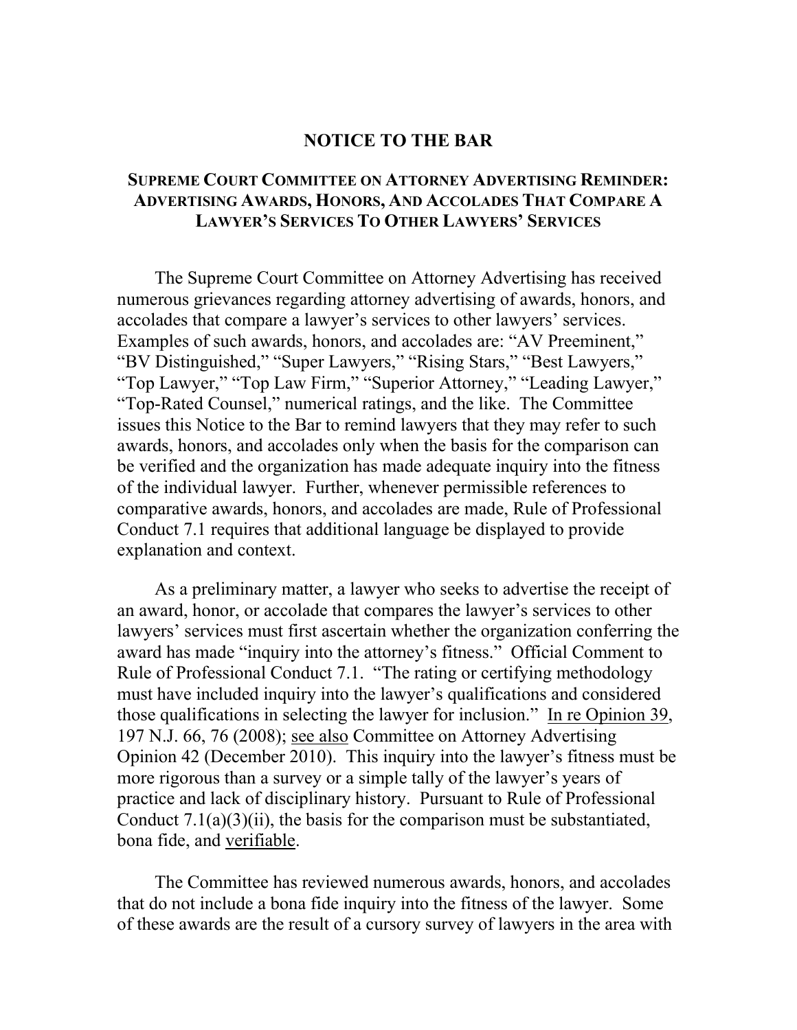# NOTICE TO THE BAR

## SUPREME COURT COMMITTEE ON ATTORNEY ADVERTISING REMINDER: ADVERTISING AWARDS, HONORS, AND ACCOLADES THAT COMPARE A LAWYER'S SERVICES TO OTHER LAWYERS' SERVICES

The Supreme Court Committee on Attorney Advertising has received numerous grievances regarding attorney advertising of awards, honors, and accolades that compare a lawyer's services to other lawyers' services. Examples of such awards, honors, and accolades are: "AV Preeminent," "BV Distinguished," "Super Lawyers," "Rising Stars," "Best Lawyers," "Top Lawyer," "Top Law Firm," "Superior Attorney," "Leading Lawyer," "Top-Rated Counsel," numerical ratings, and the like. The Committee issues this Notice to the Bar to remind lawyers that they may refer to such awards, honors, and accolades only when the basis for the comparison can be verified and the organization has made adequate inquiry into the fitness of the individual lawyer. Further, whenever permissible references to comparative awards, honors, and accolades are made, Rule of Professional Conduct 7.1 requires that additional language be displayed to provide explanation and context.

As a preliminary matter, a lawyer who seeks to advertise the receipt of an award, honor, or accolade that compares the lawyer's services to other lawyers' services must first ascertain whether the organization conferring the award has made "inquiry into the attorney's fitness." Official Comment to Rule of Professional Conduct 7.1. "The rating or certifying methodology must have included inquiry into the lawyer's qualifications and considered those qualifications in selecting the lawyer for inclusion." In re Opinion 39, 197 N.J. 66, 76 (2008); see also Committee on Attorney Advertising Opinion 42 (December 2010). This inquiry into the lawyer's fitness must be more rigorous than a survey or a simple tally of the lawyer's years of practice and lack of disciplinary history. Pursuant to Rule of Professional Conduct 7.1(a)(3)(ii), the basis for the comparison must be substantiated, bona fide, and verifiable.

The Committee has reviewed numerous awards, honors, and accolades that do not include a bona fide inquiry into the fitness of the lawyer. Some of these awards are the result of a cursory survey of lawyers in the area with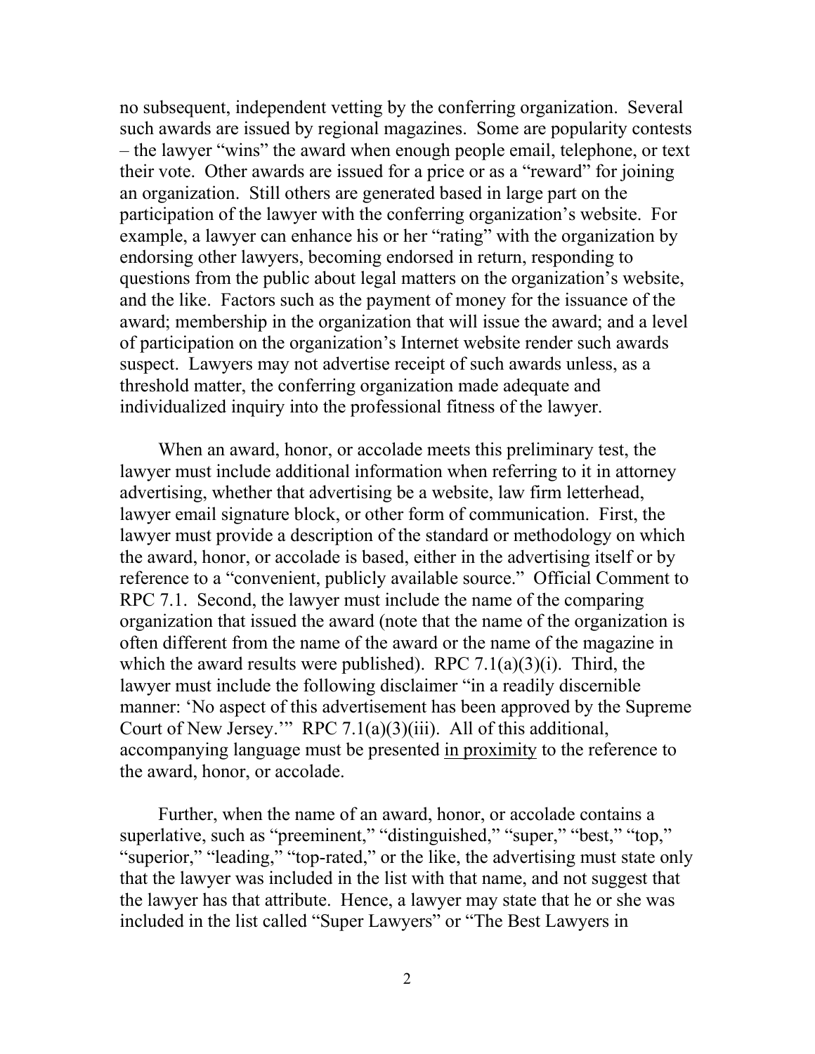no subsequent, independent vetting by the conferring organization. Several such awards are issued by regional magazines. Some are popularity contests – the lawyer "wins" the award when enough people email, telephone, or text their vote. Other awards are issued for a price or as a "reward" for joining an organization. Still others are generated based in large part on the participation of the lawyer with the conferring organization's website. For example, a lawyer can enhance his or her "rating" with the organization by endorsing other lawyers, becoming endorsed in return, responding to questions from the public about legal matters on the organization's website, and the like. Factors such as the payment of money for the issuance of the award; membership in the organization that will issue the award; and a level of participation on the organization's Internet website render such awards suspect. Lawyers may not advertise receipt of such awards unless, as a threshold matter, the conferring organization made adequate and individualized inquiry into the professional fitness of the lawyer.

When an award, honor, or accolade meets this preliminary test, the lawyer must include additional information when referring to it in attorney advertising, whether that advertising be a website, law firm letterhead, lawyer email signature block, or other form of communication. First, the lawyer must provide a description of the standard or methodology on which the award, honor, or accolade is based, either in the advertising itself or by reference to a "convenient, publicly available source." Official Comment to RPC 7.1. Second, the lawyer must include the name of the comparing organization that issued the award (note that the name of the organization is often different from the name of the award or the name of the magazine in which the award results were published). RPC 7.1(a)(3)(i). Third, the lawyer must include the following disclaimer "in a readily discernible manner: 'No aspect of this advertisement has been approved by the Supreme Court of New Jersey.'" RPC 7.1(a)(3)(iii). All of this additional, accompanying language must be presented <u>in proximity</u> to the reference to the award, honor, or accolade.

Further, when the name of an award, honor, or accolade contains a superlative, such as "preeminent," "distinguished," "super," "best," "top," "superior," "leading," "top-rated," or the like, the advertising must state only that the lawyer was included in the list with that name, and not suggest that the lawyer has that attribute. Hence, a lawyer may state that he or she was included in the list called "Super Lawyers" or "The Best Lawyers in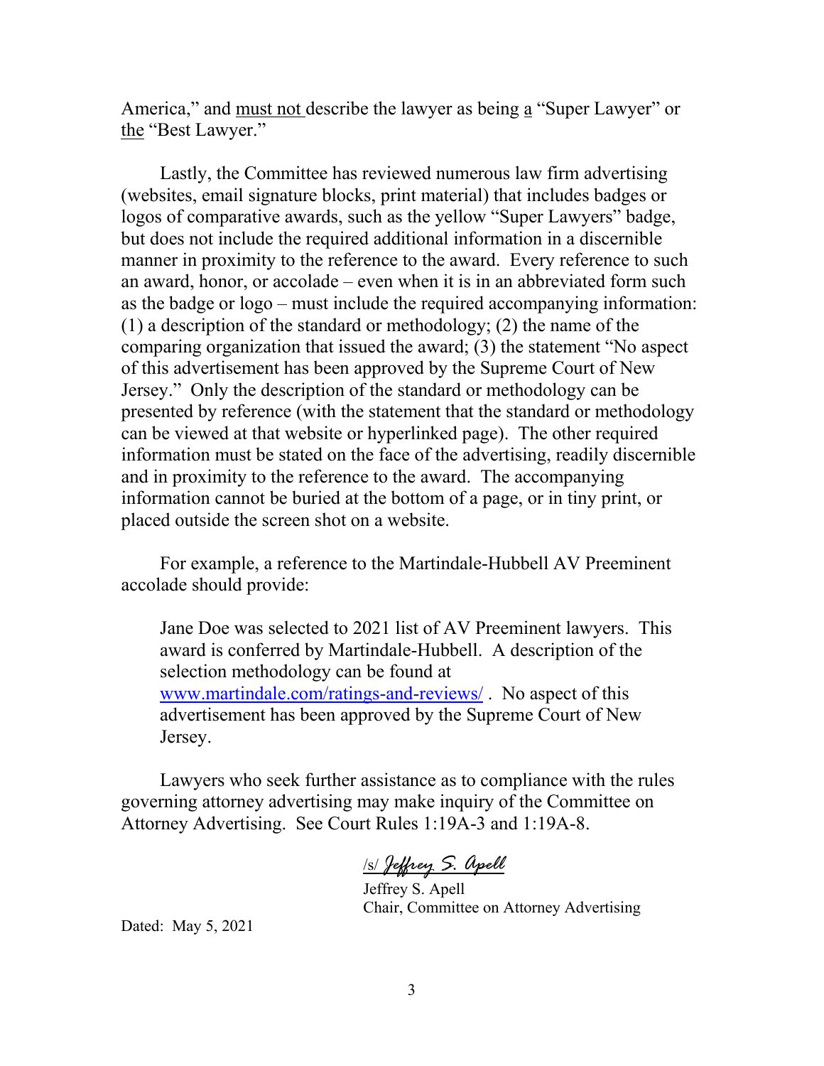America," and must not describe the lawyer as being a "Super Lawyer" or the "Best Lawyer."

Lastly, the Committee has reviewed numerous law firm advertising (websites, email signature blocks, print material) that includes badges or logos of comparative awards, such as the yellow "Super Lawyers" badge, but does not include the required additional information in a discernible manner in proximity to the reference to the award. Every reference to such an award, honor, or accolade – even when it is in an abbreviated form such as the badge or logo – must include the required accompanying information: (1) a description of the standard or methodology; (2) the name of the comparing organization that issued the award; (3) the statement "No aspect of this advertisement has been approved by the Supreme Court of New Jersey." Only the description of the standard or methodology can be presented by reference (with the statement that the standard or methodology can be viewed at that website or hyperlinked page). The other required information must be stated on the face of the advertising, readily discernible and in proximity to the reference to the award. The accompanying information cannot be buried at the bottom of a page, or in tiny print, or placed outside the screen shot on a website.

For example, a reference to the Martindale-Hubbell AV Preeminent accolade should provide:

> Jane Doe was selected to 2021 list of AV Preeminent lawyers. This award is conferred by Martindale-Hubbell. A description of the selection methodology can be found at www.martindale.com/ratings-and-reviews/ . No aspect of this advertisement has been approved by the Supreme Court of New Jersey.

Lawyers who seek further assistance as to compliance with the rules governing attorney advertising may make inquiry of the Committee on Attorney Advertising. See Court Rules 1:19A-3 and 1:19A-8.

/s/ *Jeffrey S. Apell*

Jeffrey S. Apell
Chair, Committee on Attorney Advertising

Dated: May 5, 2021